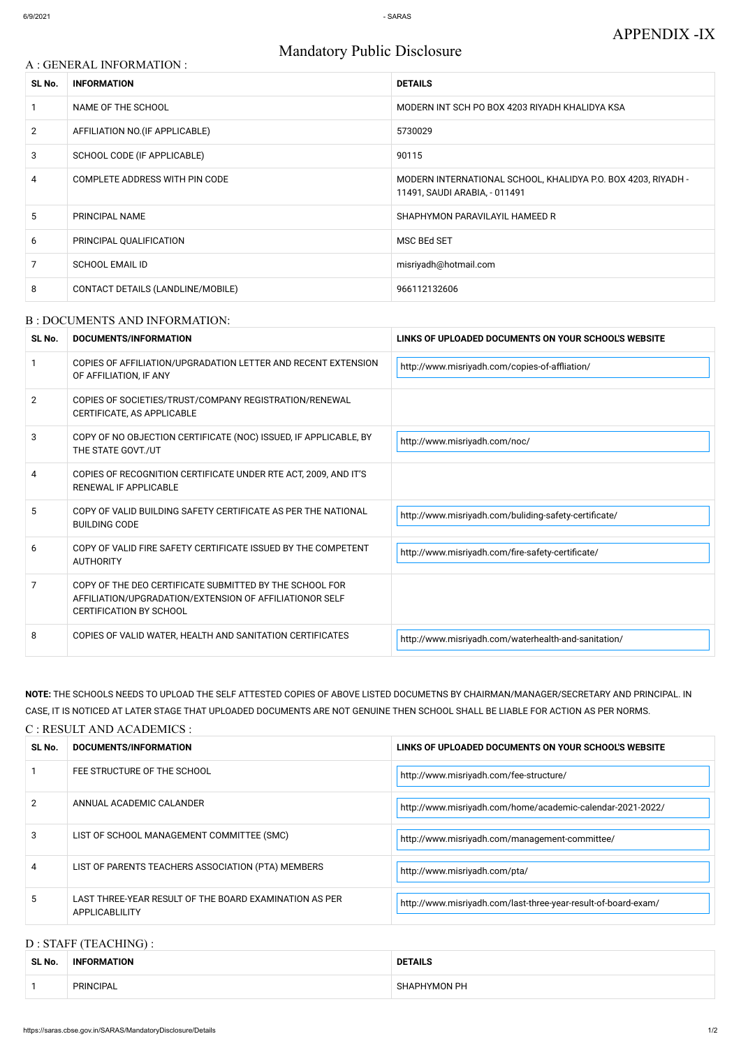APPENDIX -IX

# Mandatory Public Disclosure

## A : GENERAL INFORMATION :

| SL No. | INFORMATION | DETAILS |
|---|---|---|
| 1 | NAME OF THE SCHOOL | MODERN INT SCH PO BOX 4203 RIYADH KHALIDYA KSA |
| 2 | AFFILIATION NO.(IF APPLICABLE) | 5730029 |
| 3 | SCHOOL CODE (IF APPLICABLE) | 90115 |
| 4 | COMPLETE ADDRESS WITH PIN CODE | MODERN INTERNATIONAL SCHOOL, KHALIDYA P.O. BOX 4203, RIYADH - 11491, SAUDI ARABIA, - 011491 |
| 5 | PRINCIPAL NAME | SHAPHYMON PARAVILAYIL HAMEED R |
| 6 | PRINCIPAL QUALIFICATION | MSC BEd SET |
| 7 | SCHOOL EMAIL ID | misriyadh@hotmail.com |
| 8 | CONTACT DETAILS (LANDLINE/MOBILE) | 966112132606 |

## B : DOCUMENTS AND INFORMATION:

| SL No. | DOCUMENTS/INFORMATION | LINKS OF UPLOADED DOCUMENTS ON YOUR SCHOOL'S WEBSITE |
|---|---|---|
| 1 | COPIES OF AFFILIATION/UPGRADATION LETTER AND RECENT EXTENSION OF AFFILIATION, IF ANY | http://www.misriyadh.com/copies-of-affliation/ |
| 2 | COPIES OF SOCIETIES/TRUST/COMPANY REGISTRATION/RENEWAL CERTIFICATE, AS APPLICABLE | |
| 3 | COPY OF NO OBJECTION CERTIFICATE (NOC) ISSUED, IF APPLICABLE, BY THE STATE GOVT./UT | http://www.misriyadh.com/noc/ |
| 4 | COPIES OF RECOGNITION CERTIFICATE UNDER RTE ACT, 2009, AND IT'S RENEWAL IF APPLICABLE | |
| 5 | COPY OF VALID BUILDING SAFETY CERTIFICATE AS PER THE NATIONAL BUILDING CODE | http://www.misriyadh.com/buliding-safety-certificate/ |
| 6 | COPY OF VALID FIRE SAFETY CERTIFICATE ISSUED BY THE COMPETENT AUTHORITY | http://www.misriyadh.com/fire-safety-certificate/ |
| 7 | COPY OF THE DEO CERTIFICATE SUBMITTED BY THE SCHOOL FOR AFFILIATION/UPGRADATION/EXTENSION OF AFFILIATIONOR SELF CERTIFICATION BY SCHOOL | |
| 8 | COPIES OF VALID WATER, HEALTH AND SANITATION CERTIFICATES | http://www.misriyadh.com/waterhealth-and-sanitation/ |

**NOTE:** THE SCHOOLS NEEDS TO UPLOAD THE SELF ATTESTED COPIES OF ABOVE LISTED DOCUMETNS BY CHAIRMAN/MANAGER/SECRETARY AND PRINCIPAL. IN CASE, IT IS NOTICED AT LATER STAGE THAT UPLOADED DOCUMENTS ARE NOT GENUINE THEN SCHOOL SHALL BE LIABLE FOR ACTION AS PER NORMS.

## C : RESULT AND ACADEMICS :

| SL No. | DOCUMENTS/INFORMATION | LINKS OF UPLOADED DOCUMENTS ON YOUR SCHOOL'S WEBSITE |
|---|---|---|
| 1 | FEE STRUCTURE OF THE SCHOOL | http://www.misriyadh.com/fee-structure/ |
| 2 | ANNUAL ACADEMIC CALANDER | http://www.misriyadh.com/home/academic-calendar-2021-2022/ |
| 3 | LIST OF SCHOOL MANAGEMENT COMMITTEE (SMC) | http://www.misriyadh.com/management-committee/ |
| 4 | LIST OF PARENTS TEACHERS ASSOCIATION (PTA) MEMBERS | http://www.misriyadh.com/pta/ |
| 5 | LAST THREE-YEAR RESULT OF THE BOARD EXAMINATION AS PER APPLICABLILITY | http://www.misriyadh.com/last-three-year-result-of-board-exam/ |

## D : STAFF (TEACHING) :

| SL No. | INFORMATION | DETAILS |
|---|---|---|
| 1 | PRINCIPAL | SHAPHYMON PH |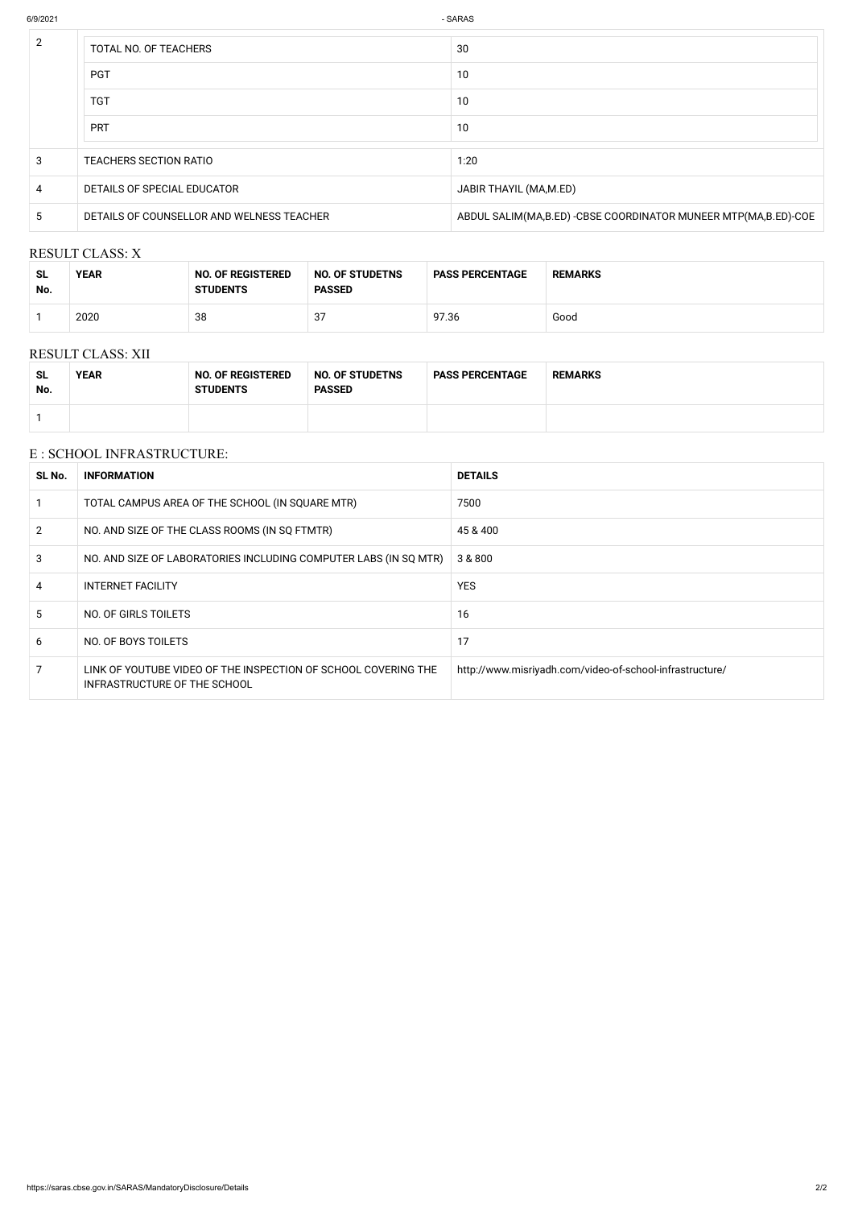| | | |
|---|---|---|
| 2 | TOTAL NO. OF TEACHERS | 30 |
| | PGT | 10 |
| | TGT | 10 |
| | PRT | 10 |
| 3 | TEACHERS SECTION RATIO | 1:20 |
| 4 | DETAILS OF SPECIAL EDUCATOR | JABIR THAYIL (MA,M.ED) |
| 5 | DETAILS OF COUNSELLOR AND WELNESS TEACHER | ABDUL SALIM(MA,B.ED) -CBSE COORDINATOR MUNEER MTP(MA,B.ED)-COE |

## RESULT CLASS: X

| SL No. | YEAR | NO. OF REGISTERED STUDENTS | NO. OF STUDETNS PASSED | PASS PERCENTAGE | REMARKS |
|---|---|---|---|---|---|
| 1 | 2020 | 38 | 37 | 97.36 | Good |

## RESULT CLASS: XII

| SL No. | YEAR | NO. OF REGISTERED STUDENTS | NO. OF STUDETNS PASSED | PASS PERCENTAGE | REMARKS |
|---|---|---|---|---|---|
| 1 | | | | | |

## E : SCHOOL INFRASTRUCTURE:

| SL No. | INFORMATION | DETAILS |
|---|---|---|
| 1 | TOTAL CAMPUS AREA OF THE SCHOOL (IN SQUARE MTR) | 7500 |
| 2 | NO. AND SIZE OF THE CLASS ROOMS (IN SQ FTMTR) | 45 & 400 |
| 3 | NO. AND SIZE OF LABORATORIES INCLUDING COMPUTER LABS (IN SQ MTR) | 3 & 800 |
| 4 | INTERNET FACILITY | YES |
| 5 | NO. OF GIRLS TOILETS | 16 |
| 6 | NO. OF BOYS TOILETS | 17 |
| 7 | LINK OF YOUTUBE VIDEO OF THE INSPECTION OF SCHOOL COVERING THE INFRASTRUCTURE OF THE SCHOOL | http://www.misriyadh.com/video-of-school-infrastructure/ |